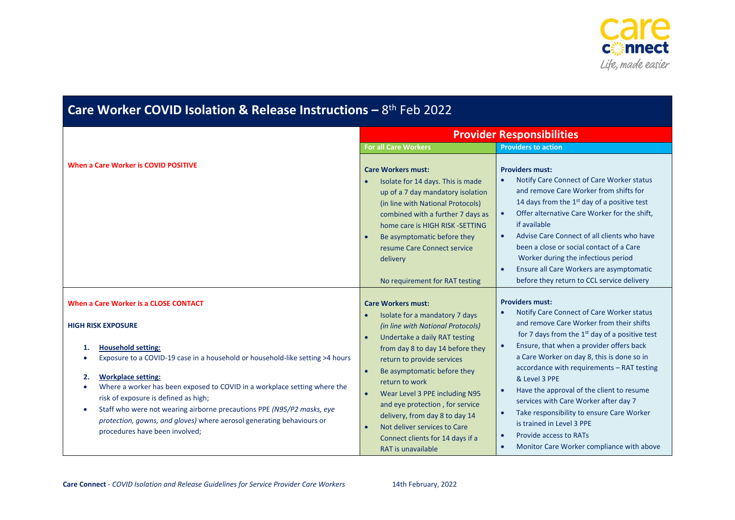# Care Worker COVID Isolation & Release Instructions – 8th Feb 2022

| | Provider Responsibilities | |
|---|---|---|
| | **For all Care Workers** | **Providers to action** |
| **When a Care Worker is COVID POSITIVE** | **Care Workers must:**<br>• Isolate for 14 days. This is made up of a 7 day mandatory isolation (in line with National Protocols) combined with a further 7 days as home care is HIGH RISK -SETTING<br>• Be asymptomatic before they resume Care Connect service delivery<br><br>No requirement for RAT testing | **Providers must:**<br>• Notify Care Connect of Care Worker status and remove Care Worker from shifts for 14 days from the 1st day of a positive test<br>• Offer alternative Care Worker for the shift, if available<br>• Advise Care Connect of all clients who have been a close or social contact of a Care Worker during the infectious period<br>• Ensure all Care Workers are asymptomatic before they return to CCL service delivery |
| **When a Care Worker is a CLOSE CONTACT**<br><br>**HIGH RISK EXPOSURE**<br><br>1. **Household setting:**<br>• Exposure to a COVID-19 case in a household or household-like setting >4 hours<br><br>2. **Workplace setting:**<br>• Where a worker has been exposed to COVID in a workplace setting where the risk of exposure is defined as high;<br>• Staff who were not wearing airborne precautions PPE *(N95/P2 masks, eye protection, gowns, and gloves)* where aerosol generating behaviours or procedures have been involved; | **Care Workers must:**<br>• Isolate for a mandatory 7 days *(in line with National Protocols)*<br>• Undertake a daily RAT testing from day 8 to day 14 before they return to provide services<br>• Be asymptomatic before they return to work<br>• Wear Level 3 PPE including N95 and eye protection , for service delivery, from day 8 to day 14<br>• Not deliver services to Care Connect clients for 14 days if a RAT is unavailable | **Providers must:**<br>• Notify Care Connect of Care Worker status and remove Care Worker from their shifts for 7 days from the 1st day of a positive test<br>• Ensure, that when a provider offers back a Care Worker on day 8, this is done so in accordance with requirements – RAT testing & Level 3 PPE<br>• Have the approval of the client to resume services with Care Worker after day 7<br>• Take responsibility to ensure Care Worker is trained in Level 3 PPE<br>• Provide access to RATs<br>• Monitor Care Worker compliance with above |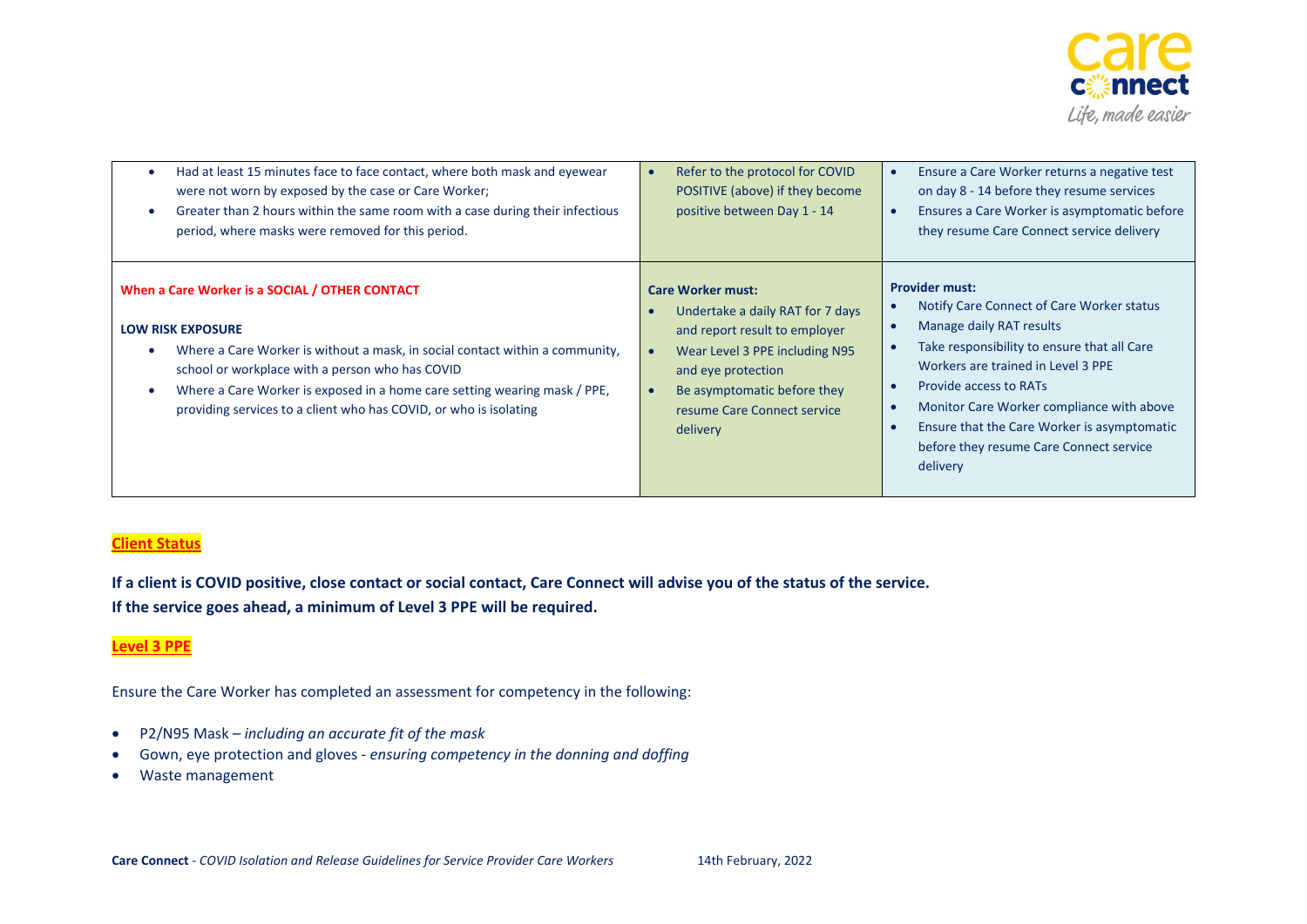| | | |
|---|---|---|
| • Had at least 15 minutes face to face contact, where both mask and eyewear were not worn by exposed by the case or Care Worker;<br>• Greater than 2 hours within the same room with a case during their infectious period, where masks were removed for this period. | • Refer to the protocol for COVID POSITIVE (above) if they become positive between Day 1 - 14 | • Ensure a Care Worker returns a negative test on day 8 - 14 before they resume services<br>• Ensures a Care Worker is asymptomatic before they resume Care Connect service delivery |
| **When a Care Worker is a SOCIAL / OTHER CONTACT**<br><br>**LOW RISK EXPOSURE**<br>• Where a Care Worker is without a mask, in social contact within a community, school or workplace with a person who has COVID<br>• Where a Care Worker is exposed in a home care setting wearing mask / PPE, providing services to a client who has COVID, or who is isolating | **Care Worker must:**<br>• Undertake a daily RAT for 7 days and report result to employer<br>• Wear Level 3 PPE including N95 and eye protection<br>• Be asymptomatic before they resume Care Connect service delivery | **Provider must:**<br>• Notify Care Connect of Care Worker status<br>• Manage daily RAT results<br>• Take responsibility to ensure that all Care Workers are trained in Level 3 PPE<br>• Provide access to RATs<br>• Monitor Care Worker compliance with above<br>• Ensure that the Care Worker is asymptomatic before they resume Care Connect service delivery |

## Client Status

**If a client is COVID positive, close contact or social contact, Care Connect will advise you of the status of the service.**
**If the service goes ahead, a minimum of Level 3 PPE will be required.**

## Level 3 PPE

Ensure the Care Worker has completed an assessment for competency in the following:

- P2/N95 Mask – *including an accurate fit of the mask*
- Gown, eye protection and gloves - *ensuring competency in the donning and doffing*
- Waste management